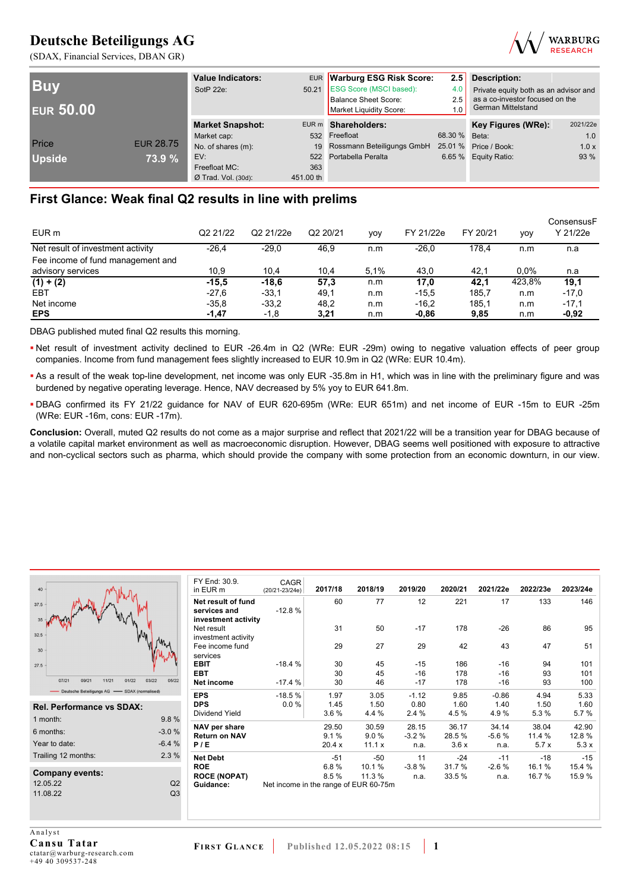# Deutsche Beteiligungs AG

(SDAX, Financial Services, DBAN GR)

WARBURG RESEARCH

| | |
|---|---|
| **Buy** | |
| **EUR 50.00** | |
| Price | EUR 28.75 |
| Upside | 73.9 % |

| **Value Indicators:** | EUR |
|---|---|
| SotP 22e: | 50.21 |

| **Warburg ESG Risk Score:** | 2.5 |
|---|---|
| ESG Score (MSCI based): | 4.0 |
| Balance Sheet Score: | 2.5 |
| Market Liquidity Score: | 1.0 |

**Description:**

Private equity both as an advisor and as a co-investor focused on the German Mittelstand

| **Market Snapshot:** | EUR m |
|---|---|
| Market cap: | 532 |
| No. of shares (m): | 19 |
| EV: | 522 |
| Freefloat MC: | 363 |
| Ø Trad. Vol. (30d): | 451.00 th |

| **Shareholders:** | |
|---|---|
| Freefloat | 68.30 % |
| Rossmann Beteiligungs GmbH | 25.01 % |
| Portabella Peralta | 6.65 % |

| **Key Figures (WRe):** | 2021/22e |
|---|---|
| Beta: | 1.0 |
| Price / Book: | 1.0 x |
| Equity Ratio: | 93 % |

## First Glance: Weak final Q2 results in line with prelims

| EUR m | Q2 21/22 | Q2 21/22e | Q2 20/21 | yoy | FY 21/22e | FY 20/21 | yoy | ConsensusFY 21/22e |
|---|---|---|---|---|---|---|---|---|
| Net result of investment activity | -26,4 | -29,0 | 46,9 | n.m | -26,0 | 178,4 | n.m | n.a |
| Fee income of fund management and advisory services | 10,9 | 10,4 | 10,4 | 5,1% | 43,0 | 42,1 | 0,0% | n.a |
| **(1) + (2)** | **-15,5** | **-18,6** | **57,3** | n.m | **17,0** | **42,1** | 423,8% | **19,1** |
| EBT | -27,6 | -33,1 | 49,1 | n.m | -15,5 | 185,7 | n.m | -17,0 |
| Net income | -35,8 | -33,2 | 48,2 | n.m | -16,2 | 185,1 | n.m | -17,1 |
| **EPS** | **-1,47** | -1,8 | **3,21** | n.m | **-0,86** | **9,85** | n.m | **-0,92** |

DBAG published muted final Q2 results this morning.

- Net result of investment activity declined to EUR -26.4m in Q2 (WRe: EUR -29m) owing to negative valuation effects of peer group companies. Income from fund management fees slightly increased to EUR 10.9m in Q2 (WRe: EUR 10.4m).
- As a result of the weak top-line development, net income was only EUR -35.8m in H1, which was in line with the preliminary figure and was burdened by negative operating leverage. Hence, NAV decreased by 5% yoy to EUR 641.8m.
- DBAG confirmed its FY 21/22 guidance for NAV of EUR 620-695m (WRe: EUR 651m) and net income of EUR -15m to EUR -25m (WRe: EUR -16m, cons: EUR -17m).

**Conclusion:** Overall, muted Q2 results do not come as a major surprise and reflect that 2021/22 will be a transition year for DBAG because of a volatile capital market environment as well as macroeconomic disruption. However, DBAG seems well positioned with exposure to attractive and non-cyclical sectors such as pharma, which should provide the company with some protection from an economic downturn, in our view.

40
37.5
35
32.5
30
27.5
07/21 09/21 11/21 01/22 03/22 05/22
Deutsche Beteiligungs AG — SDAX (normalised)

| **Rel. Performance vs SDAX:** | |
|---|---|
| 1 month: | 9.8 % |
| 6 months: | -3.0 % |
| Year to date: | -6.4 % |
| Trailing 12 months: | 2.3 % |

| **Company events:** | |
|---|---|
| 12.05.22 | Q2 |
| 11.08.22 | Q3 |

| FY End: 30.9. in EUR m | CAGR (20/21-23/24e) | 2017/18 | 2018/19 | 2019/20 | 2020/21 | 2021/22e | 2022/23e | 2023/24e |
|---|---|---|---|---|---|---|---|---|
| **Net result of fund services and investment activity** | -12.8 % | 60 | 77 | 12 | 221 | 17 | 133 | 146 |
| Net result investment activity | | 31 | 50 | -17 | 178 | -26 | 86 | 95 |
| Fee income fund services | | 29 | 27 | 29 | 42 | 43 | 47 | 51 |
| **EBIT** | -18.4 % | 30 | 45 | -15 | 186 | -16 | 94 | 101 |
| **EBT** | | 30 | 45 | -16 | 178 | -16 | 93 | 101 |
| **Net income** | -17.4 % | 30 | 45 | -17 | 178 | -16 | 93 | 100 |
| **EPS** | -18.5 % | 1.97 | 3.05 | -1.12 | 9.85 | -0.86 | 4.94 | 5.33 |
| **DPS** | 0.0 % | 1.45 | 1.50 | 0.80 | 1.60 | 1.40 | 1.50 | 1.60 |
| Dividend Yield | | 3.6 % | 4.4 % | 2.4 % | 4.5 % | 4.9 % | 5.3 % | 5.7 % |
| **NAV per share** | | 29.50 | 30.59 | 28.15 | 36.17 | 34.14 | 38.04 | 42.90 |
| **Return on NAV** | | 9.1 % | 9.0 % | -3.2 % | 28.5 % | -5.6 % | 11.4 % | 12.8 % |
| **P / E** | | 20.4 x | 11.1 x | n.a. | 3.6 x | n.a. | 5.7 x | 5.3 x |
| **Net Debt** | | -51 | -50 | 11 | -24 | -11 | -18 | -15 |
| **ROE** | | 6.8 % | 10.1 % | -3.8 % | 31.7 % | -2.6 % | 16.1 % | 15.4 % |
| **ROCE (NOPAT)** | | 8.5 % | 11.3 % | n.a. | 33.5 % | n.a. | 16.7 % | 15.9 % |
| **Guidance:** | Net income in the range of EUR 60-75m | | | | | | | |

Analyst
**Cansu Tatar**
ctatar@warburg-research.com
+49 40 309537-248

FIRST GLANCE | Published 12.05.2022 08:15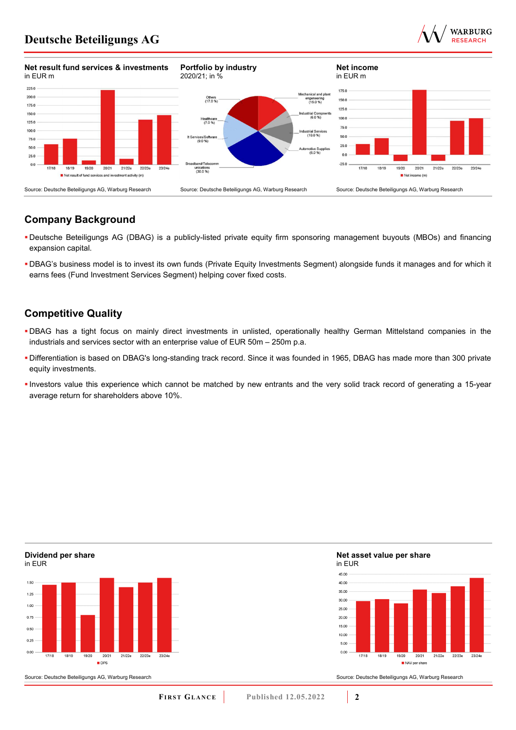**Net result fund services & investments**
in EUR m

Source: Deutsche Beteiligungs AG, Warburg Research

**Portfolio by industry**
2020/21; in %

Source: Deutsche Beteiligungs AG, Warburg Research

**Net income**
in EUR m

Source: Deutsche Beteiligungs AG, Warburg Research

## Company Background

- Deutsche Beteiligungs AG (DBAG) is a publicly-listed private equity firm sponsoring management buyouts (MBOs) and financing expansion capital.
- DBAG's business model is to invest its own funds (Private Equity Investments Segment) alongside funds it manages and for which it earns fees (Fund Investment Services Segment) helping cover fixed costs.

## Competitive Quality

- DBAG has a tight focus on mainly direct investments in unlisted, operationally healthy German Mittelstand companies in the industrials and services sector with an enterprise value of EUR 50m – 250m p.a.
- Differentiation is based on DBAG's long-standing track record. Since it was founded in 1965, DBAG has made more than 300 private equity investments.
- Investors value this experience which cannot be matched by new entrants and the very solid track record of generating a 15-year average return for shareholders above 10%.

**Dividend per share**
in EUR

Source: Deutsche Beteiligungs AG, Warburg Research

**Net asset value per share**
in EUR

Source: Deutsche Beteiligungs AG, Warburg Research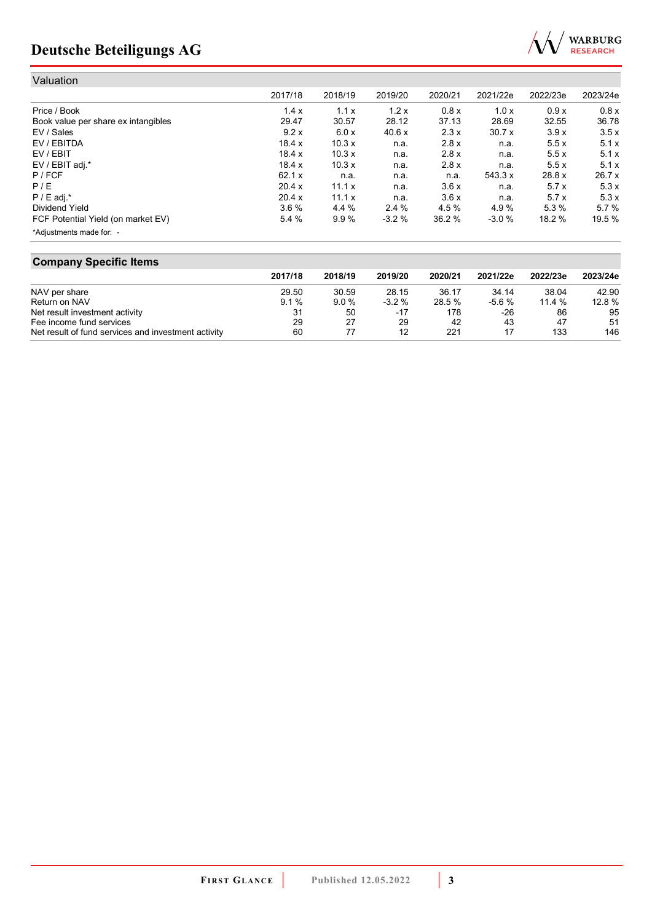## Valuation

| | 2017/18 | 2018/19 | 2019/20 | 2020/21 | 2021/22e | 2022/23e | 2023/24e |
|---|---|---|---|---|---|---|---|
| Price / Book | 1.4 x | 1.1 x | 1.2 x | 0.8 x | 1.0 x | 0.9 x | 0.8 x |
| Book value per share ex intangibles | 29.47 | 30.57 | 28.12 | 37.13 | 28.69 | 32.55 | 36.78 |
| EV / Sales | 9.2 x | 6.0 x | 40.6 x | 2.3 x | 30.7 x | 3.9 x | 3.5 x |
| EV / EBITDA | 18.4 x | 10.3 x | n.a. | 2.8 x | n.a. | 5.5 x | 5.1 x |
| EV / EBIT | 18.4 x | 10.3 x | n.a. | 2.8 x | n.a. | 5.5 x | 5.1 x |
| EV / EBIT adj.* | 18.4 x | 10.3 x | n.a. | 2.8 x | n.a. | 5.5 x | 5.1 x |
| P / FCF | 62.1 x | n.a. | n.a. | n.a. | 543.3 x | 28.8 x | 26.7 x |
| P / E | 20.4 x | 11.1 x | n.a. | 3.6 x | n.a. | 5.7 x | 5.3 x |
| P / E adj.* | 20.4 x | 11.1 x | n.a. | 3.6 x | n.a. | 5.7 x | 5.3 x |
| Dividend Yield | 3.6 % | 4.4 % | 2.4 % | 4.5 % | 4.9 % | 5.3 % | 5.7 % |
| FCF Potential Yield (on market EV) | 5.4 % | 9.9 % | -3.2 % | 36.2 % | -3.0 % | 18.2 % | 19.5 % |

*Adjustments made for: -

## Company Specific Items

| | 2017/18 | 2018/19 | 2019/20 | 2020/21 | 2021/22e | 2022/23e | 2023/24e |
|---|---|---|---|---|---|---|---|
| NAV per share | 29.50 | 30.59 | 28.15 | 36.17 | 34.14 | 38.04 | 42.90 |
| Return on NAV | 9.1 % | 9.0 % | -3.2 % | 28.5 % | -5.6 % | 11.4 % | 12.8 % |
| Net result investment activity | 31 | 50 | -17 | 178 | -26 | 86 | 95 |
| Fee income fund services | 29 | 27 | 29 | 42 | 43 | 47 | 51 |
| Net result of fund services and investment activity | 60 | 77 | 12 | 221 | 17 | 133 | 146 |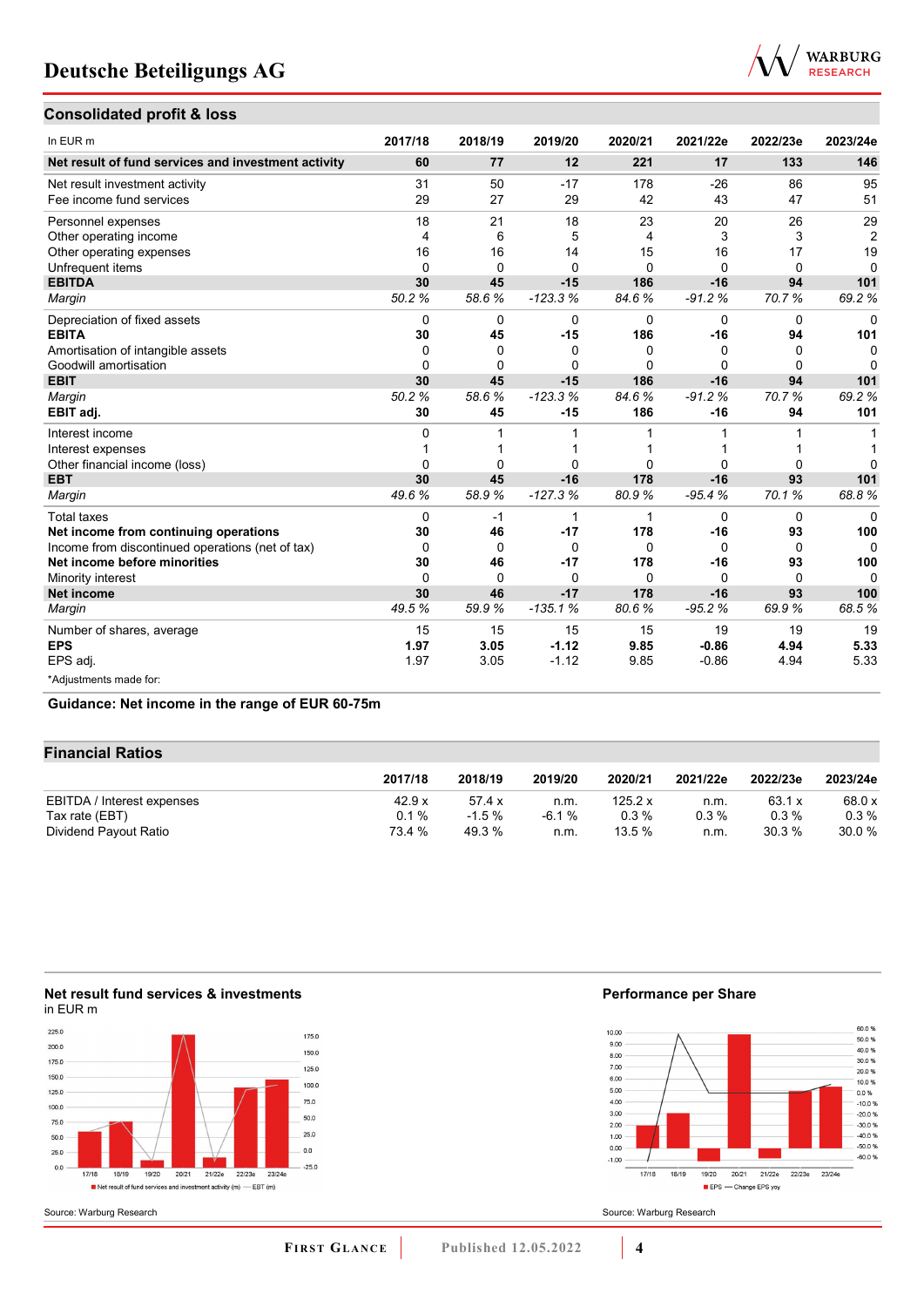## Consolidated profit & loss

| In EUR m | 2017/18 | 2018/19 | 2019/20 | 2020/21 | 2021/22e | 2022/23e | 2023/24e |
|---|---|---|---|---|---|---|---|
| **Net result of fund services and investment activity** | **60** | **77** | **12** | **221** | **17** | **133** | **146** |
| Net result investment activity | 31 | 50 | -17 | 178 | -26 | 86 | 95 |
| Fee income fund services | 29 | 27 | 29 | 42 | 43 | 47 | 51 |
| Personnel expenses | 18 | 21 | 18 | 23 | 20 | 26 | 29 |
| Other operating income | 4 | 6 | 5 | 4 | 3 | 3 | 2 |
| Other operating expenses | 16 | 16 | 14 | 15 | 16 | 17 | 19 |
| Unfrequent items | 0 | 0 | 0 | 0 | 0 | 0 | 0 |
| **EBITDA** | **30** | **45** | **-15** | **186** | **-16** | **94** | **101** |
| *Margin* | *50.2 %* | *58.6 %* | *-123.3 %* | *84.6 %* | *-91.2 %* | *70.7 %* | *69.2 %* |
| Depreciation of fixed assets | 0 | 0 | 0 | 0 | 0 | 0 | 0 |
| **EBITA** | **30** | **45** | **-15** | **186** | **-16** | **94** | **101** |
| Amortisation of intangible assets | 0 | 0 | 0 | 0 | 0 | 0 | 0 |
| Goodwill amortisation | 0 | 0 | 0 | 0 | 0 | 0 | 0 |
| **EBIT** | **30** | **45** | **-15** | **186** | **-16** | **94** | **101** |
| *Margin* | *50.2 %* | *58.6 %* | *-123.3 %* | *84.6 %* | *-91.2 %* | *70.7 %* | *69.2 %* |
| **EBIT adj.** | **30** | **45** | **-15** | **186** | **-16** | **94** | **101** |
| Interest income | 0 | 1 | 1 | 1 | 1 | 1 | 1 |
| Interest expenses | 1 | 1 | 1 | 1 | 1 | 1 | 1 |
| Other financial income (loss) | 0 | 0 | 0 | 0 | 0 | 0 | 0 |
| **EBT** | **30** | **45** | **-16** | **178** | **-16** | **93** | **101** |
| *Margin* | *49.6 %* | *58.9 %* | *-127.3 %* | *80.9 %* | *-95.4 %* | *70.1 %* | *68.8 %* |
| Total taxes | 0 | -1 | 1 | 1 | 0 | 0 | 0 |
| **Net income from continuing operations** | **30** | **46** | **-17** | **178** | **-16** | **93** | **100** |
| Income from discontinued operations (net of tax) | 0 | 0 | 0 | 0 | 0 | 0 | 0 |
| **Net income before minorities** | **30** | **46** | **-17** | **178** | **-16** | **93** | **100** |
| Minority interest | 0 | 0 | 0 | 0 | 0 | 0 | 0 |
| **Net income** | **30** | **46** | **-17** | **178** | **-16** | **93** | **100** |
| *Margin* | *49.5 %* | *59.9 %* | *-135.1 %* | *80.6 %* | *-95.2 %* | *69.9 %* | *68.5 %* |
| Number of shares, average | 15 | 15 | 15 | 15 | 19 | 19 | 19 |
| **EPS** | **1.97** | **3.05** | **-1.12** | **9.85** | **-0.86** | **4.94** | **5.33** |
| EPS adj. | 1.97 | 3.05 | -1.12 | 9.85 | -0.86 | 4.94 | 5.33 |

*Adjustments made for:

**Guidance: Net income in the range of EUR 60-75m**

## Financial Ratios

| | 2017/18 | 2018/19 | 2019/20 | 2020/21 | 2021/22e | 2022/23e | 2023/24e |
|---|---|---|---|---|---|---|---|
| EBITDA / Interest expenses | 42.9 x | 57.4 x | n.m. | 125.2 x | n.m. | 63.1 x | 68.0 x |
| Tax rate (EBT) | 0.1 % | -1.5 % | -6.1 % | 0.3 % | 0.3 % | 0.3 % | 0.3 % |
| Dividend Payout Ratio | 73.4 % | 49.3 % | n.m. | 13.5 % | n.m. | 30.3 % | 30.0 % |

**Net result fund services & investments**
in EUR m

225.0
200.0
175.0
150.0
125.0
100.0
75.0
50.0
25.0
0.0
175.0
150.0
125.0
100.0
75.0
50.0
25.0
0.0
-25.0
17/18 18/19 19/20 20/21 21/22e 22/23e 23/24e
Net result of fund services and investment activity (m) — EBT (m)

Source: Warburg Research

**Performance per Share**

10.00
9.00
8.00
7.00
6.00
5.00
4.00
3.00
2.00
1.00
0.00
-1.00
60.0 %
50.0 %
40.0 %
30.0 %
20.0 %
10.0 %
0.0 %
-10.0 %
-20.0 %
-30.0 %
-40.0 %
-50.0 %
-60.0 %
17/18 18/19 19/20 20/21 21/22e 22/23e 23/24e
EPS — Change EPS yoy

Source: Warburg Research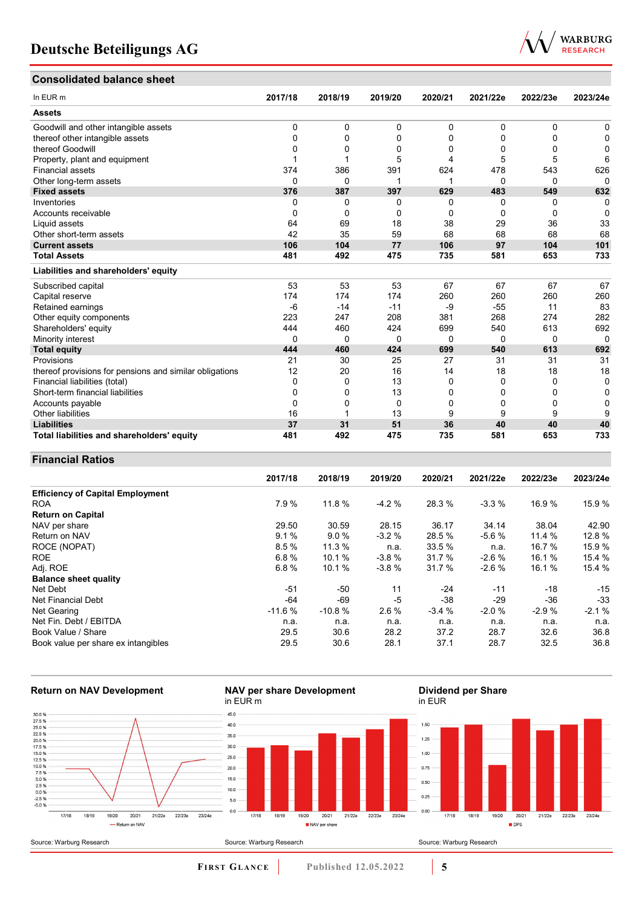## Consolidated balance sheet

| In EUR m | 2017/18 | 2018/19 | 2019/20 | 2020/21 | 2021/22e | 2022/23e | 2023/24e |
|---|---|---|---|---|---|---|---|
| **Assets** | | | | | | | |
| Goodwill and other intangible assets | 0 | 0 | 0 | 0 | 0 | 0 | 0 |
| thereof other intangible assets | 0 | 0 | 0 | 0 | 0 | 0 | 0 |
| thereof Goodwill | 0 | 0 | 0 | 0 | 0 | 0 | 0 |
| Property, plant and equipment | 1 | 1 | 5 | 4 | 5 | 5 | 6 |
| Financial assets | 374 | 386 | 391 | 624 | 478 | 543 | 626 |
| Other long-term assets | 0 | 0 | 1 | 1 | 0 | 0 | 0 |
| **Fixed assets** | **376** | **387** | **397** | **629** | **483** | **549** | **632** |
| Inventories | 0 | 0 | 0 | 0 | 0 | 0 | 0 |
| Accounts receivable | 0 | 0 | 0 | 0 | 0 | 0 | 0 |
| Liquid assets | 64 | 69 | 18 | 38 | 29 | 36 | 33 |
| Other short-term assets | 42 | 35 | 59 | 68 | 68 | 68 | 68 |
| **Current assets** | **106** | **104** | **77** | **106** | **97** | **104** | **101** |
| **Total Assets** | **481** | **492** | **475** | **735** | **581** | **653** | **733** |
| **Liabilities and shareholders' equity** | | | | | | | |
| Subscribed capital | 53 | 53 | 53 | 67 | 67 | 67 | 67 |
| Capital reserve | 174 | 174 | 174 | 260 | 260 | 260 | 260 |
| Retained earnings | -6 | -14 | -11 | -9 | -55 | 11 | 83 |
| Other equity components | 223 | 247 | 208 | 381 | 268 | 274 | 282 |
| Shareholders' equity | 444 | 460 | 424 | 699 | 540 | 613 | 692 |
| Minority interest | 0 | 0 | 0 | 0 | 0 | 0 | 0 |
| **Total equity** | **444** | **460** | **424** | **699** | **540** | **613** | **692** |
| Provisions | 21 | 30 | 25 | 27 | 31 | 31 | 31 |
| thereof provisions for pensions and similar obligations | 12 | 20 | 16 | 14 | 18 | 18 | 18 |
| Financial liabilities (total) | 0 | 0 | 13 | 0 | 0 | 0 | 0 |
| Short-term financial liabilities | 0 | 0 | 13 | 0 | 0 | 0 | 0 |
| Accounts payable | 0 | 0 | 0 | 0 | 0 | 0 | 0 |
| Other liabilities | 16 | 1 | 13 | 9 | 9 | 9 | 9 |
| **Liabilities** | **37** | **31** | **51** | **36** | **40** | **40** | **40** |
| **Total liabilities and shareholders' equity** | **481** | **492** | **475** | **735** | **581** | **653** | **733** |

## Financial Ratios

| | 2017/18 | 2018/19 | 2019/20 | 2020/21 | 2021/22e | 2022/23e | 2023/24e |
|---|---|---|---|---|---|---|---|
| **Efficiency of Capital Employment** | | | | | | | |
| ROA | 7.9 % | 11.8 % | -4.2 % | 28.3 % | -3.3 % | 16.9 % | 15.9 % |
| **Return on Capital** | | | | | | | |
| NAV per share | 29.50 | 30.59 | 28.15 | 36.17 | 34.14 | 38.04 | 42.90 |
| Return on NAV | 9.1 % | 9.0 % | -3.2 % | 28.5 % | -5.6 % | 11.4 % | 12.8 % |
| ROCE (NOPAT) | 8.5 % | 11.3 % | n.a. | 33.5 % | n.a. | 16.7 % | 15.9 % |
| ROE | 6.8 % | 10.1 % | -3.8 % | 31.7 % | -2.6 % | 16.1 % | 15.4 % |
| Adj. ROE | 6.8 % | 10.1 % | -3.8 % | 31.7 % | -2.6 % | 16.1 % | 15.4 % |
| **Balance sheet quality** | | | | | | | |
| Net Debt | -51 | -50 | 11 | -24 | -11 | -18 | -15 |
| Net Financial Debt | -64 | -69 | -5 | -38 | -29 | -36 | -33 |
| Net Gearing | -11.6 % | -10.8 % | 2.6 % | -3.4 % | -2.0 % | -2.9 % | -2.1 % |
| Net Fin. Debt / EBITDA | n.a. | n.a. | n.a. | n.a. | n.a. | n.a. | n.a. |
| Book Value / Share | 29.5 | 30.6 | 28.2 | 37.2 | 28.7 | 32.6 | 36.8 |
| Book value per share ex intangibles | 29.5 | 30.6 | 28.1 | 37.1 | 28.7 | 32.5 | 36.8 |

**Return on NAV Development**

30.0 % 27.5 % 25.0 % 22.5 % 20.0 % 17.5 % 15.0 % 12.5 % 10.0 % 7.5 % 5.0 % 2.5 % 0.0 % -2.5 % -5.0 %

17/18 18/19 19/20 20/21 21/22e 22/23e 23/24e

Return on NAV

Source: Warburg Research

**NAV per share Development**
in EUR m

45.0 40.0 35.0 30.0 25.0 20.0 15.0 10.0 5.0 0.0

17/18 18/19 19/20 20/21 21/22e 22/23e 23/24e

NAV per share

Source: Warburg Research

**Dividend per Share**
in EUR

1.50 1.25 1.00 0.75 0.50 0.25 0.00

17/18 18/19 19/20 20/21 21/22e 22/23e 23/24e

DPS

Source: Warburg Research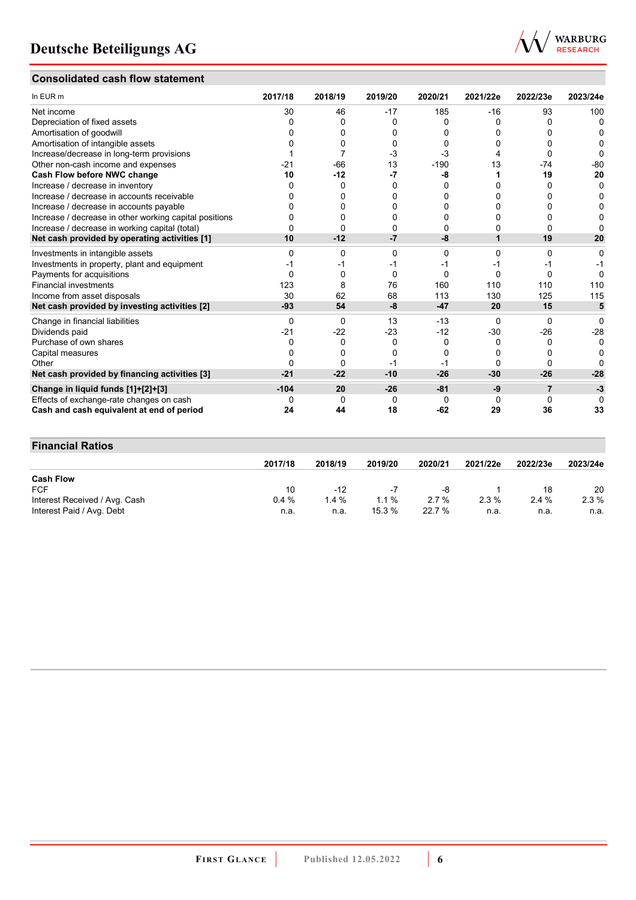## Consolidated cash flow statement

| In EUR m | 2017/18 | 2018/19 | 2019/20 | 2020/21 | 2021/22e | 2022/23e | 2023/24e |
|---|---|---|---|---|---|---|---|
| Net income | 30 | 46 | -17 | 185 | -16 | 93 | 100 |
| Depreciation of fixed assets | 0 | 0 | 0 | 0 | 0 | 0 | 0 |
| Amortisation of goodwill | 0 | 0 | 0 | 0 | 0 | 0 | 0 |
| Amortisation of intangible assets | 0 | 0 | 0 | 0 | 0 | 0 | 0 |
| Increase/decrease in long-term provisions | 1 | 7 | -3 | -3 | 4 | 0 | 0 |
| Other non-cash income and expenses | -21 | -66 | 13 | -190 | 13 | -74 | -80 |
| **Cash Flow before NWC change** | **10** | **-12** | **-7** | **-8** | **1** | **19** | **20** |
| Increase / decrease in inventory | 0 | 0 | 0 | 0 | 0 | 0 | 0 |
| Increase / decrease in accounts receivable | 0 | 0 | 0 | 0 | 0 | 0 | 0 |
| Increase / decrease in accounts payable | 0 | 0 | 0 | 0 | 0 | 0 | 0 |
| Increase / decrease in other working capital positions | 0 | 0 | 0 | 0 | 0 | 0 | 0 |
| Increase / decrease in working capital (total) | 0 | 0 | 0 | 0 | 0 | 0 | 0 |
| **Net cash provided by operating activities [1]** | **10** | **-12** | **-7** | **-8** | **1** | **19** | **20** |
| Investments in intangible assets | 0 | 0 | 0 | 0 | 0 | 0 | 0 |
| Investments in property, plant and equipment | -1 | -1 | -1 | -1 | -1 | -1 | -1 |
| Payments for acquisitions | 0 | 0 | 0 | 0 | 0 | 0 | 0 |
| Financial investments | 123 | 8 | 76 | 160 | 110 | 110 | 110 |
| Income from asset disposals | 30 | 62 | 68 | 113 | 130 | 125 | 115 |
| **Net cash provided by investing activities [2]** | **-93** | **54** | **-8** | **-47** | **20** | **15** | **5** |
| Change in financial liabilities | 0 | 0 | 13 | -13 | 0 | 0 | 0 |
| Dividends paid | -21 | -22 | -23 | -12 | -30 | -26 | -28 |
| Purchase of own shares | 0 | 0 | 0 | 0 | 0 | 0 | 0 |
| Capital measures | 0 | 0 | 0 | 0 | 0 | 0 | 0 |
| Other | 0 | 0 | -1 | -1 | 0 | 0 | 0 |
| **Net cash provided by financing activities [3]** | **-21** | **-22** | **-10** | **-26** | **-30** | **-26** | **-28** |
| **Change in liquid funds [1]+[2]+[3]** | **-104** | **20** | **-26** | **-81** | **-9** | **7** | **-3** |
| Effects of exchange-rate changes on cash | 0 | 0 | 0 | 0 | 0 | 0 | 0 |
| **Cash and cash equivalent at end of period** | **24** | **44** | **18** | **-62** | **29** | **36** | **33** |

## Financial Ratios

| | 2017/18 | 2018/19 | 2019/20 | 2020/21 | 2021/22e | 2022/23e | 2023/24e |
|---|---|---|---|---|---|---|---|
| **Cash Flow** | | | | | | | |
| FCF | 10 | -12 | -7 | -8 | 1 | 18 | 20 |
| Interest Received / Avg. Cash | 0.4 % | 1.4 % | 1.1 % | 2.7 % | 2.3 % | 2.4 % | 2.3 % |
| Interest Paid / Avg. Debt | n.a. | n.a. | 15.3 % | 22.7 % | n.a. | n.a. | n.a. |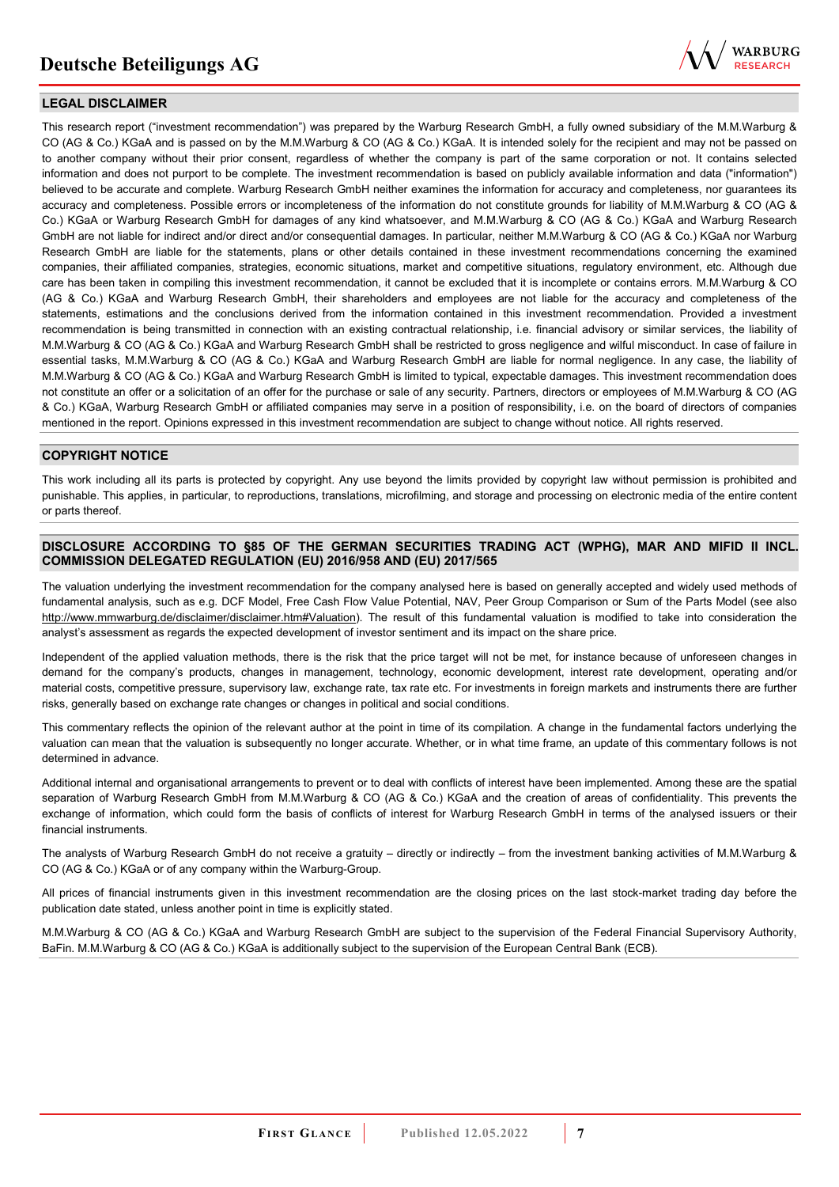## LEGAL DISCLAIMER

This research report ("investment recommendation") was prepared by the Warburg Research GmbH, a fully owned subsidiary of the M.M.Warburg & CO (AG & Co.) KGaA and is passed on by the M.M.Warburg & CO (AG & Co.) KGaA. It is intended solely for the recipient and may not be passed on to another company without their prior consent, regardless of whether the company is part of the same corporation or not. It contains selected information and does not purport to be complete. The investment recommendation is based on publicly available information and data ("information") believed to be accurate and complete. Warburg Research GmbH neither examines the information for accuracy and completeness, nor guarantees its accuracy and completeness. Possible errors or incompleteness of the information do not constitute grounds for liability of M.M.Warburg & CO (AG & Co.) KGaA or Warburg Research GmbH for damages of any kind whatsoever, and M.M.Warburg & CO (AG & Co.) KGaA and Warburg Research GmbH are not liable for indirect and/or direct and/or consequential damages. In particular, neither M.M.Warburg & CO (AG & Co.) KGaA nor Warburg Research GmbH are liable for the statements, plans or other details contained in these investment recommendations concerning the examined companies, their affiliated companies, strategies, economic situations, market and competitive situations, regulatory environment, etc. Although due care has been taken in compiling this investment recommendation, it cannot be excluded that it is incomplete or contains errors. M.M.Warburg & CO (AG & Co.) KGaA and Warburg Research GmbH, their shareholders and employees are not liable for the accuracy and completeness of the statements, estimations and the conclusions derived from the information contained in this investment recommendation. Provided a investment recommendation is being transmitted in connection with an existing contractual relationship, i.e. financial advisory or similar services, the liability of M.M.Warburg & CO (AG & Co.) KGaA and Warburg Research GmbH shall be restricted to gross negligence and wilful misconduct. In case of failure in essential tasks, M.M.Warburg & CO (AG & Co.) KGaA and Warburg Research GmbH are liable for normal negligence. In any case, the liability of M.M.Warburg & CO (AG & Co.) KGaA and Warburg Research GmbH is limited to typical, expectable damages. This investment recommendation does not constitute an offer or a solicitation of an offer for the purchase or sale of any security. Partners, directors or employees of M.M.Warburg & CO (AG & Co.) KGaA, Warburg Research GmbH or affiliated companies may serve in a position of responsibility, i.e. on the board of directors of companies mentioned in the report. Opinions expressed in this investment recommendation are subject to change without notice. All rights reserved.

## COPYRIGHT NOTICE

This work including all its parts is protected by copyright. Any use beyond the limits provided by copyright law without permission is prohibited and punishable. This applies, in particular, to reproductions, translations, microfilming, and storage and processing on electronic media of the entire content or parts thereof.

## DISCLOSURE ACCORDING TO §85 OF THE GERMAN SECURITIES TRADING ACT (WPHG), MAR AND MIFID II INCL. COMMISSION DELEGATED REGULATION (EU) 2016/958 AND (EU) 2017/565

The valuation underlying the investment recommendation for the company analysed here is based on generally accepted and widely used methods of fundamental analysis, such as e.g. DCF Model, Free Cash Flow Value Potential, NAV, Peer Group Comparison or Sum of the Parts Model (see also http://www.mmwarburg.de/disclaimer/disclaimer.htm#Valuation). The result of this fundamental valuation is modified to take into consideration the analyst's assessment as regards the expected development of investor sentiment and its impact on the share price.

Independent of the applied valuation methods, there is the risk that the price target will not be met, for instance because of unforeseen changes in demand for the company's products, changes in management, technology, economic development, interest rate development, operating and/or material costs, competitive pressure, supervisory law, exchange rate, tax rate etc. For investments in foreign markets and instruments there are further risks, generally based on exchange rate changes or changes in political and social conditions.

This commentary reflects the opinion of the relevant author at the point in time of its compilation. A change in the fundamental factors underlying the valuation can mean that the valuation is subsequently no longer accurate. Whether, or in what time frame, an update of this commentary follows is not determined in advance.

Additional internal and organisational arrangements to prevent or to deal with conflicts of interest have been implemented. Among these are the spatial separation of Warburg Research GmbH from M.M.Warburg & CO (AG & Co.) KGaA and the creation of areas of confidentiality. This prevents the exchange of information, which could form the basis of conflicts of interest for Warburg Research GmbH in terms of the analysed issuers or their financial instruments.

The analysts of Warburg Research GmbH do not receive a gratuity – directly or indirectly – from the investment banking activities of M.M.Warburg & CO (AG & Co.) KGaA or of any company within the Warburg-Group.

All prices of financial instruments given in this investment recommendation are the closing prices on the last stock-market trading day before the publication date stated, unless another point in time is explicitly stated.

M.M.Warburg & CO (AG & Co.) KGaA and Warburg Research GmbH are subject to the supervision of the Federal Financial Supervisory Authority, BaFin. M.M.Warburg & CO (AG & Co.) KGaA is additionally subject to the supervision of the European Central Bank (ECB).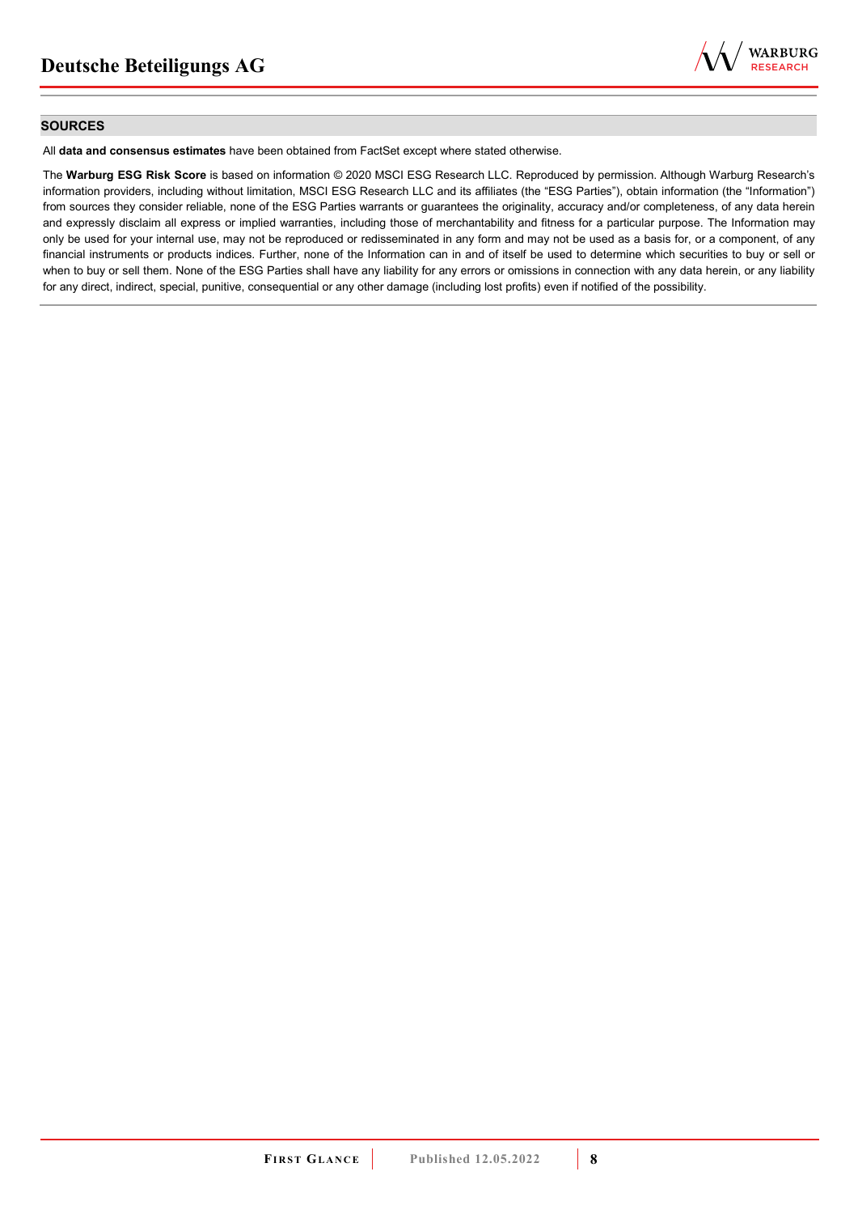## SOURCES

All **data and consensus estimates** have been obtained from FactSet except where stated otherwise.

The **Warburg ESG Risk Score** is based on information © 2020 MSCI ESG Research LLC. Reproduced by permission. Although Warburg Research's information providers, including without limitation, MSCI ESG Research LLC and its affiliates (the "ESG Parties"), obtain information (the "Information") from sources they consider reliable, none of the ESG Parties warrants or guarantees the originality, accuracy and/or completeness, of any data herein and expressly disclaim all express or implied warranties, including those of merchantability and fitness for a particular purpose. The Information may only be used for your internal use, may not be reproduced or redisseminated in any form and may not be used as a basis for, or a component, of any financial instruments or products indices. Further, none of the Information can in and of itself be used to determine which securities to buy or sell or when to buy or sell them. None of the ESG Parties shall have any liability for any errors or omissions in connection with any data herein, or any liability for any direct, indirect, special, punitive, consequential or any other damage (including lost profits) even if notified of the possibility.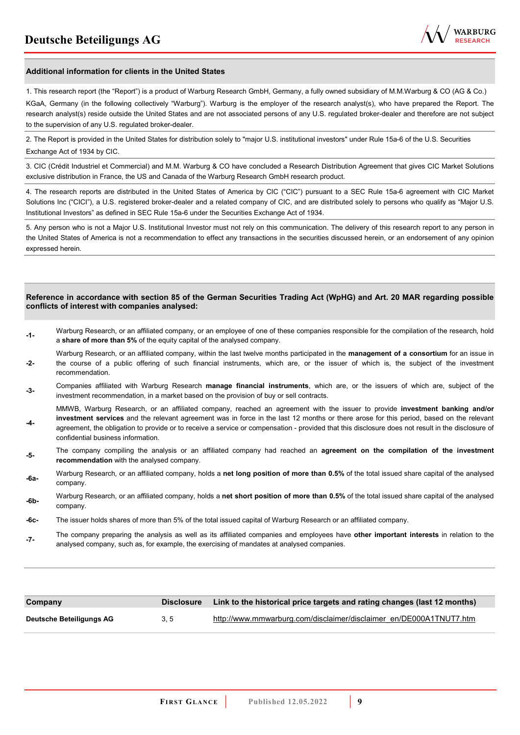## Additional information for clients in the United States

1. This research report (the "Report") is a product of Warburg Research GmbH, Germany, a fully owned subsidiary of M.M.Warburg & CO (AG & Co.) KGaA, Germany (in the following collectively "Warburg"). Warburg is the employer of the research analyst(s), who have prepared the Report. The research analyst(s) reside outside the United States and are not associated persons of any U.S. regulated broker-dealer and therefore are not subject to the supervision of any U.S. regulated broker-dealer.

2. The Report is provided in the United States for distribution solely to "major U.S. institutional investors" under Rule 15a-6 of the U.S. Securities Exchange Act of 1934 by CIC.

3. CIC (Crédit Industriel et Commercial) and M.M. Warburg & CO have concluded a Research Distribution Agreement that gives CIC Market Solutions exclusive distribution in France, the US and Canada of the Warburg Research GmbH research product.

4. The research reports are distributed in the United States of America by CIC ("CIC") pursuant to a SEC Rule 15a-6 agreement with CIC Market Solutions Inc ("CICI"), a U.S. registered broker-dealer and a related company of CIC, and are distributed solely to persons who qualify as "Major U.S. Institutional Investors" as defined in SEC Rule 15a-6 under the Securities Exchange Act of 1934.

5. Any person who is not a Major U.S. Institutional Investor must not rely on this communication. The delivery of this research report to any person in the United States of America is not a recommendation to effect any transactions in the securities discussed herein, or an endorsement of any opinion expressed herein.

## Reference in accordance with section 85 of the German Securities Trading Act (WpHG) and Art. 20 MAR regarding possible conflicts of interest with companies analysed:

**-1-** Warburg Research, or an affiliated company, or an employee of one of these companies responsible for the compilation of the research, hold a **share of more than 5%** of the equity capital of the analysed company.

**-2-** Warburg Research, or an affiliated company, within the last twelve months participated in the **management of a consortium** for an issue in the course of a public offering of such financial instruments, which are, or the issuer of which is, the subject of the investment recommendation.

**-3-** Companies affiliated with Warburg Research **manage financial instruments**, which are, or the issuers of which are, subject of the investment recommendation, in a market based on the provision of buy or sell contracts.

**-4-** MMWB, Warburg Research, or an affiliated company, reached an agreement with the issuer to provide **investment banking and/or investment services** and the relevant agreement was in force in the last 12 months or there arose for this period, based on the relevant agreement, the obligation to provide or to receive a service or compensation - provided that this disclosure does not result in the disclosure of confidential business information.

**-5-** The company compiling the analysis or an affiliated company had reached an **agreement on the compilation of the investment recommendation** with the analysed company.

**-6a-** Warburg Research, or an affiliated company, holds a **net long position of more than 0.5%** of the total issued share capital of the analysed company.

**-6b-** Warburg Research, or an affiliated company, holds a **net short position of more than 0.5%** of the total issued share capital of the analysed company.

**-6c-** The issuer holds shares of more than 5% of the total issued capital of Warburg Research or an affiliated company.

**-7-** The company preparing the analysis as well as its affiliated companies and employees have **other important interests** in relation to the analysed company, such as, for example, the exercising of mandates at analysed companies.

| Company | Disclosure | Link to the historical price targets and rating changes (last 12 months) |
|---|---|---|
| **Deutsche Beteiligungs AG** | 3, 5 | http://www.mmwarburg.com/disclaimer/disclaimer_en/DE000A1TNUT7.htm |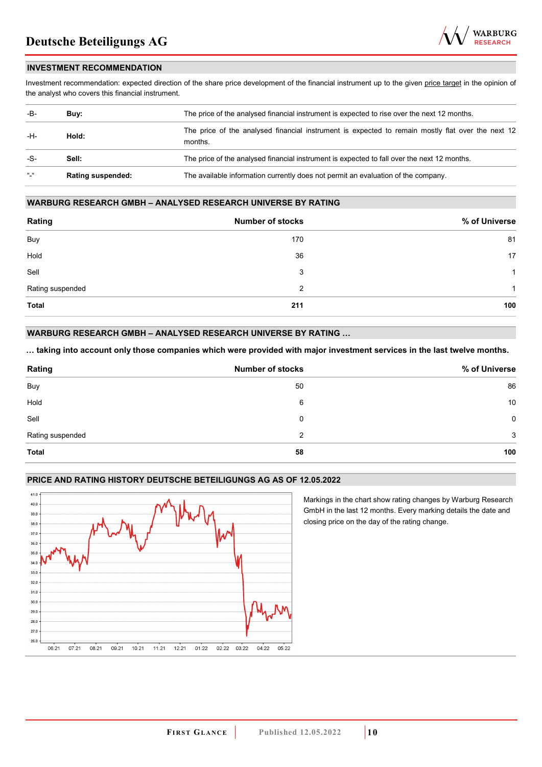## INVESTMENT RECOMMENDATION

Investment recommendation: expected direction of the share price development of the financial instrument up to the given price target in the opinion of the analyst who covers this financial instrument.

| | | |
|---|---|---|
| -B- | **Buy:** | The price of the analysed financial instrument is expected to rise over the next 12 months. |
| -H- | **Hold:** | The price of the analysed financial instrument is expected to remain mostly flat over the next 12 months. |
| -S- | **Sell:** | The price of the analysed financial instrument is expected to fall over the next 12 months. |
| "-" | **Rating suspended:** | The available information currently does not permit an evaluation of the company. |

## WARBURG RESEARCH GMBH – ANALYSED RESEARCH UNIVERSE BY RATING

| Rating | Number of stocks | % of Universe |
|---|---|---|
| Buy | 170 | 81 |
| Hold | 36 | 17 |
| Sell | 3 | 1 |
| Rating suspended | 2 | 1 |
| **Total** | **211** | **100** |

## WARBURG RESEARCH GMBH – ANALYSED RESEARCH UNIVERSE BY RATING …

**… taking into account only those companies which were provided with major investment services in the last twelve months.**

| Rating | Number of stocks | % of Universe |
|---|---|---|
| Buy | 50 | 86 |
| Hold | 6 | 10 |
| Sell | 0 | 0 |
| Rating suspended | 2 | 3 |
| **Total** | **58** | **100** |

## PRICE AND RATING HISTORY DEUTSCHE BETEILIGUNGS AG AS OF 12.05.2022

41.0
40.0
39.0
38.0
37.0
36.0
35.0
34.0
33.0
32.0
31.0
30.0
29.0
28.0
27.0
26.0

06.21 07.21 08.21 09.21 10.21 11.21 12.21 01.22 02.22 03.22 04.22 05.22

Markings in the chart show rating changes by Warburg Research GmbH in the last 12 months. Every marking details the date and closing price on the day of the rating change.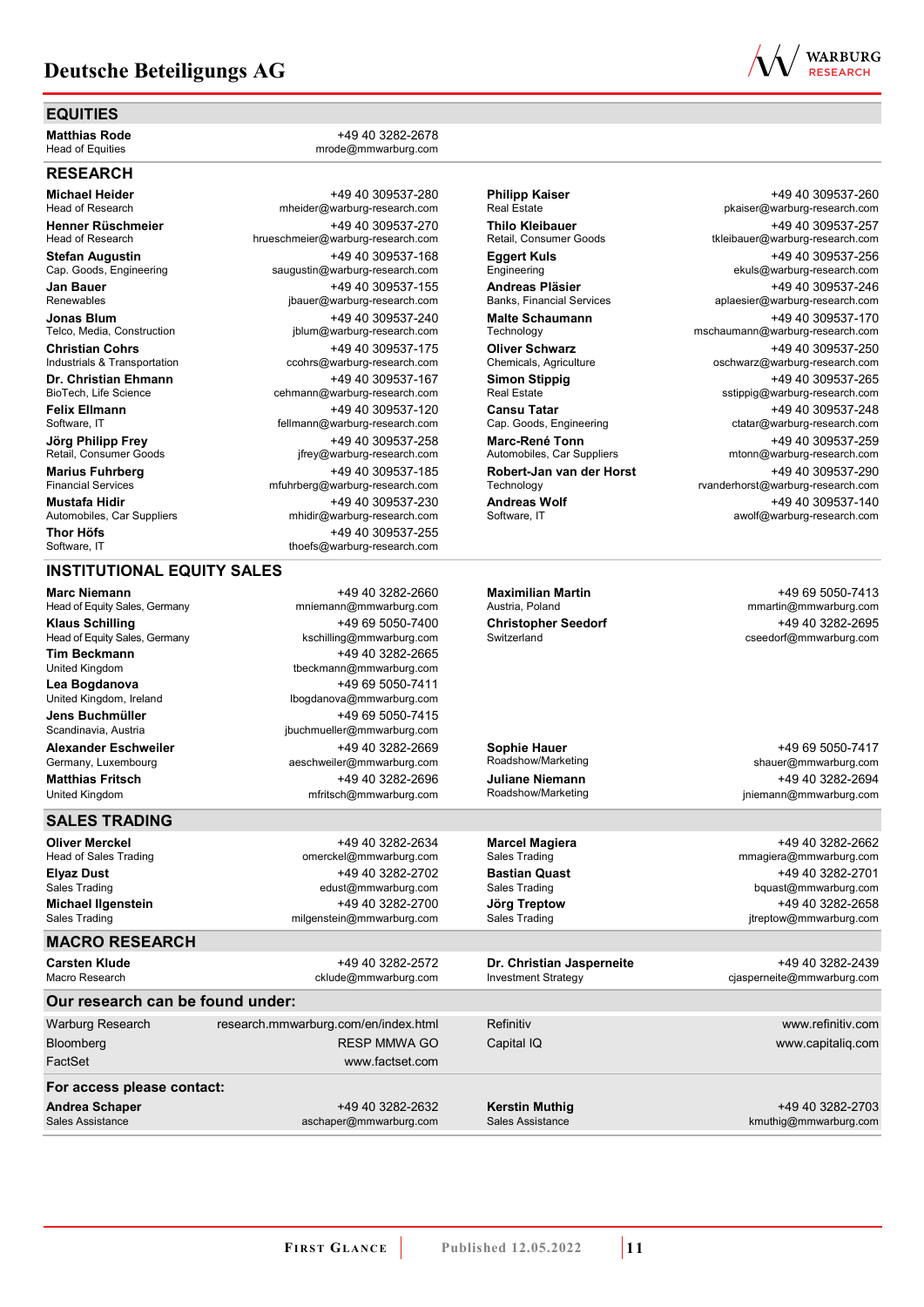## EQUITIES

| | |
|---|---|
| **Matthias Rode**<br>Head of Equities | +49 40 3282-2678<br>mrode@mmwarburg.com |

## RESEARCH

| | | | |
|---|---|---|---|
| **Michael Heider**<br>Head of Research | +49 40 309537-280<br>mheider@warburg-research.com | **Philipp Kaiser**<br>Real Estate | +49 40 309537-260<br>pkaiser@warburg-research.com |
| **Henner Rüschmeier**<br>Head of Research | +49 40 309537-270<br>hrueschmeier@warburg-research.com | **Thilo Kleibauer**<br>Retail, Consumer Goods | +49 40 309537-257<br>tkleibauer@warburg-research.com |
| **Stefan Augustin**<br>Cap. Goods, Engineering | +49 40 309537-168<br>saugustin@warburg-research.com | **Eggert Kuls**<br>Engineering | +49 40 309537-256<br>ekuls@warburg-research.com |
| **Jan Bauer**<br>Renewables | +49 40 309537-155<br>jbauer@warburg-research.com | **Andreas Pläsier**<br>Banks, Financial Services | +49 40 309537-246<br>aplaesier@warburg-research.com |
| **Jonas Blum**<br>Telco, Media, Construction | +49 40 309537-240<br>jblum@warburg-research.com | **Malte Schaumann**<br>Technology | +49 40 309537-170<br>mschaumann@warburg-research.com |
| **Christian Cohrs**<br>Industrials & Transportation | +49 40 309537-175<br>ccohrs@warburg-research.com | **Oliver Schwarz**<br>Chemicals, Agriculture | +49 40 309537-250<br>oschwarz@warburg-research.com |
| **Dr. Christian Ehmann**<br>BioTech, Life Science | +49 40 309537-167<br>cehmann@warburg-research.com | **Simon Stippig**<br>Real Estate | +49 40 309537-265<br>sstippig@warburg-research.com |
| **Felix Ellmann**<br>Software, IT | +49 40 309537-120<br>fellmann@warburg-research.com | **Cansu Tatar**<br>Cap. Goods, Engineering | +49 40 309537-248<br>ctatar@warburg-research.com |
| **Jörg Philipp Frey**<br>Retail, Consumer Goods | +49 40 309537-258<br>jfrey@warburg-research.com | **Marc-René Tonn**<br>Automobiles, Car Suppliers | +49 40 309537-259<br>mtonn@warburg-research.com |
| **Marius Fuhrberg**<br>Financial Services | +49 40 309537-185<br>mfuhrberg@warburg-research.com | **Robert-Jan van der Horst**<br>Technology | +49 40 309537-290<br>rvanderhorst@warburg-research.com |
| **Mustafa Hidir**<br>Automobiles, Car Suppliers | +49 40 309537-230<br>mhidir@warburg-research.com | **Andreas Wolf**<br>Software, IT | +49 40 309537-140<br>awolf@warburg-research.com |
| **Thor Höfs**<br>Software, IT | +49 40 309537-255<br>thoefs@warburg-research.com | | |

## INSTITUTIONAL EQUITY SALES

| | | | |
|---|---|---|---|
| **Marc Niemann**<br>Head of Equity Sales, Germany | +49 40 3282-2660<br>mniemann@mmwarburg.com | **Maximilian Martin**<br>Austria, Poland | +49 69 5050-7413<br>mmartin@mmwarburg.com |
| **Klaus Schilling**<br>Head of Equity Sales, Germany | +49 69 5050-7400<br>kschilling@mmwarburg.com | **Christopher Seedorf**<br>Switzerland | +49 40 3282-2695<br>cseedorf@mmwarburg.com |
| **Tim Beckmann**<br>United Kingdom | +49 40 3282-2665<br>tbeckmann@mmwarburg.com | | |
| **Lea Bogdanova**<br>United Kingdom, Ireland | +49 69 5050-7411<br>lbogdanova@mmwarburg.com | | |
| **Jens Buchmüller**<br>Scandinavia, Austria | +49 69 5050-7415<br>jbuchmueller@mmwarburg.com | | |
| **Alexander Eschweiler**<br>Germany, Luxembourg | +49 40 3282-2669<br>aeschweiler@mmwarburg.com | **Sophie Hauer**<br>Roadshow/Marketing | +49 69 5050-7417<br>shauer@mmwarburg.com |
| **Matthias Fritsch**<br>United Kingdom | +49 40 3282-2696<br>mfritsch@mmwarburg.com | **Juliane Niemann**<br>Roadshow/Marketing | +49 40 3282-2694<br>jniemann@mmwarburg.com |

## SALES TRADING

| | | | |
|---|---|---|---|
| **Oliver Merckel**<br>Head of Sales Trading | +49 40 3282-2634<br>omerckel@mmwarburg.com | **Marcel Magiera**<br>Sales Trading | +49 40 3282-2662<br>mmagiera@mmwarburg.com |
| **Elyaz Dust**<br>Sales Trading | +49 40 3282-2702<br>edust@mmwarburg.com | **Bastian Quast**<br>Sales Trading | +49 40 3282-2701<br>bquast@mmwarburg.com |
| **Michael Ilgenstein**<br>Sales Trading | +49 40 3282-2700<br>milgenstein@mmwarburg.com | **Jörg Treptow**<br>Sales Trading | +49 40 3282-2658<br>jtreptow@mmwarburg.com |

## MACRO RESEARCH

| | | | |
|---|---|---|---|
| **Carsten Klude**<br>Macro Research | +49 40 3282-2572<br>cklude@mmwarburg.com | **Dr. Christian Jasperneite**<br>Investment Strategy | +49 40 3282-2439<br>cjasperneite@mmwarburg.com |

## Our research can be found under:

| | | | |
|---|---|---|---|
| Warburg Research | research.mmwarburg.com/en/index.html | Refinitiv | www.refinitiv.com |
| Bloomberg | RESP MMWA GO | Capital IQ | www.capitaliq.com |
| FactSet | www.factset.com | | |

## For access please contact:

| | | | |
|---|---|---|---|
| **Andrea Schaper**<br>Sales Assistance | +49 40 3282-2632<br>aschaper@mmwarburg.com | **Kerstin Muthig**<br>Sales Assistance | +49 40 3282-2703<br>kmuthig@mmwarburg.com |